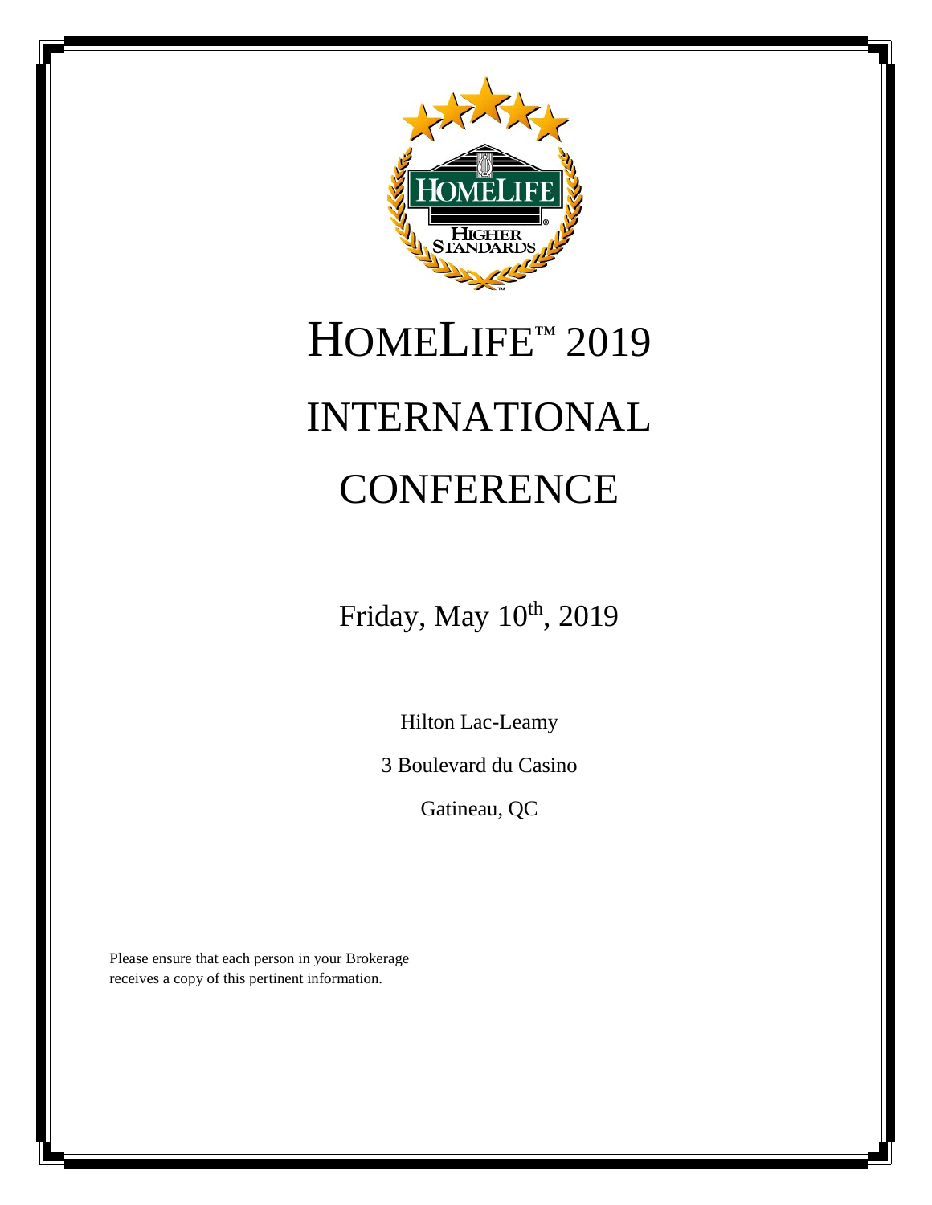# HOMELIFE™ 2019 INTERNATIONAL CONFERENCE

Friday, May 10th, 2019

Hilton Lac-Leamy

3 Boulevard du Casino

Gatineau, QC

Please ensure that each person in your Brokerage receives a copy of this pertinent information.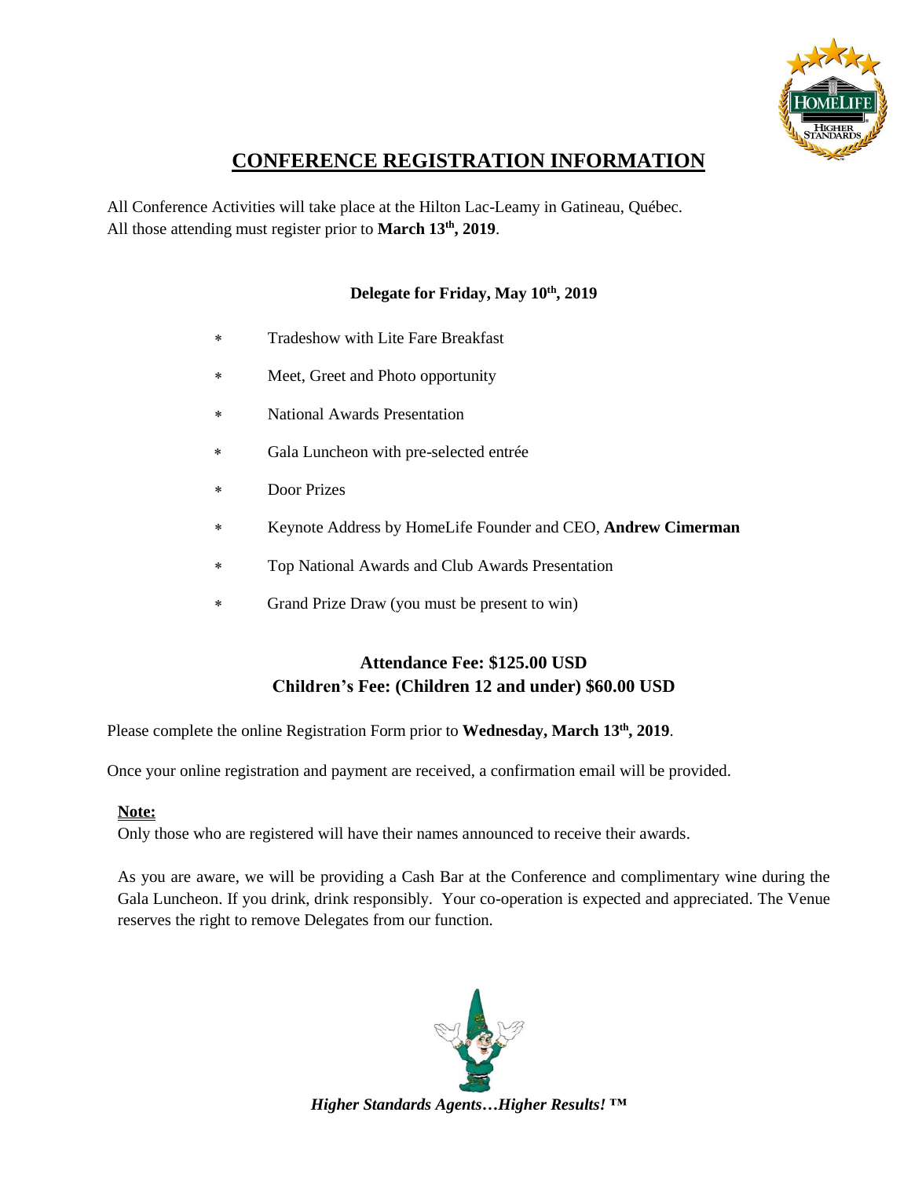# CONFERENCE REGISTRATION INFORMATION

All Conference Activities will take place at the Hilton Lac-Leamy in Gatineau, Québec.
All those attending must register prior to **March 13th, 2019**.

**Delegate for Friday, May 10th, 2019**

* Tradeshow with Lite Fare Breakfast
* Meet, Greet and Photo opportunity
* National Awards Presentation
* Gala Luncheon with pre-selected entrée
* Door Prizes
* Keynote Address by HomeLife Founder and CEO, **Andrew Cimerman**
* Top National Awards and Club Awards Presentation
* Grand Prize Draw (you must be present to win)

**Attendance Fee: $125.00 USD**
**Children's Fee: (Children 12 and under) $60.00 USD**

Please complete the online Registration Form prior to **Wednesday, March 13th, 2019**.

Once your online registration and payment are received, a confirmation email will be provided.

**Note:**
Only those who are registered will have their names announced to receive their awards.

As you are aware, we will be providing a Cash Bar at the Conference and complimentary wine during the Gala Luncheon. If you drink, drink responsibly. Your co-operation is expected and appreciated. The Venue reserves the right to remove Delegates from our function.

***Higher Standards Agents…Higher Results! ™***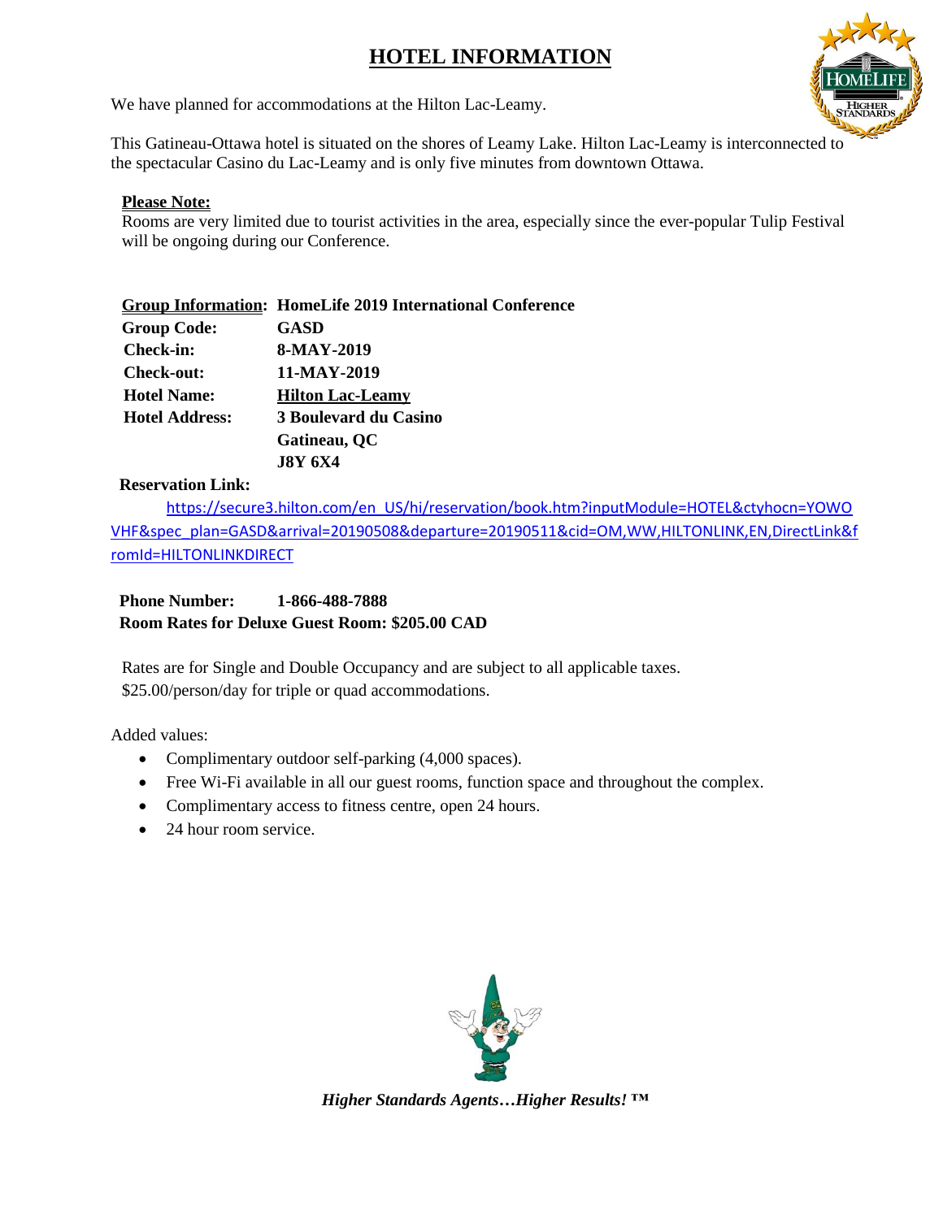# HOTEL INFORMATION

We have planned for accommodations at the Hilton Lac-Leamy.

This Gatineau-Ottawa hotel is situated on the shores of Leamy Lake. Hilton Lac-Leamy is interconnected to the spectacular Casino du Lac-Leamy and is only five minutes from downtown Ottawa.

**Please Note:**
Rooms are very limited due to tourist activities in the area, especially since the ever-popular Tulip Festival will be ongoing during our Conference.

**Group Information: HomeLife 2019 International Conference**
**Group Code:** **GASD**
**Check-in:** **8-MAY-2019**
**Check-out:** **11-MAY-2019**
**Hotel Name:** **Hilton Lac-Leamy**
**Hotel Address:** **3 Boulevard du Casino**
**Gatineau, QC**
**J8Y 6X4**

**Reservation Link:**
https://secure3.hilton.com/en_US/hi/reservation/book.htm?inputModule=HOTEL&ctyhocn=YOWOVHF&spec_plan=GASD&arrival=20190508&departure=20190511&cid=OM,WW,HILTONLINK,EN,DirectLink&fromId=HILTONLINKDIRECT

**Phone Number:** **1-866-488-7888**
**Room Rates for Deluxe Guest Room: $205.00 CAD**

Rates are for Single and Double Occupancy and are subject to all applicable taxes.
$25.00/person/day for triple or quad accommodations.

Added values:

- Complimentary outdoor self-parking (4,000 spaces).
- Free Wi-Fi available in all our guest rooms, function space and throughout the complex.
- Complimentary access to fitness centre, open 24 hours.
- 24 hour room service.

***Higher Standards Agents…Higher Results! ™***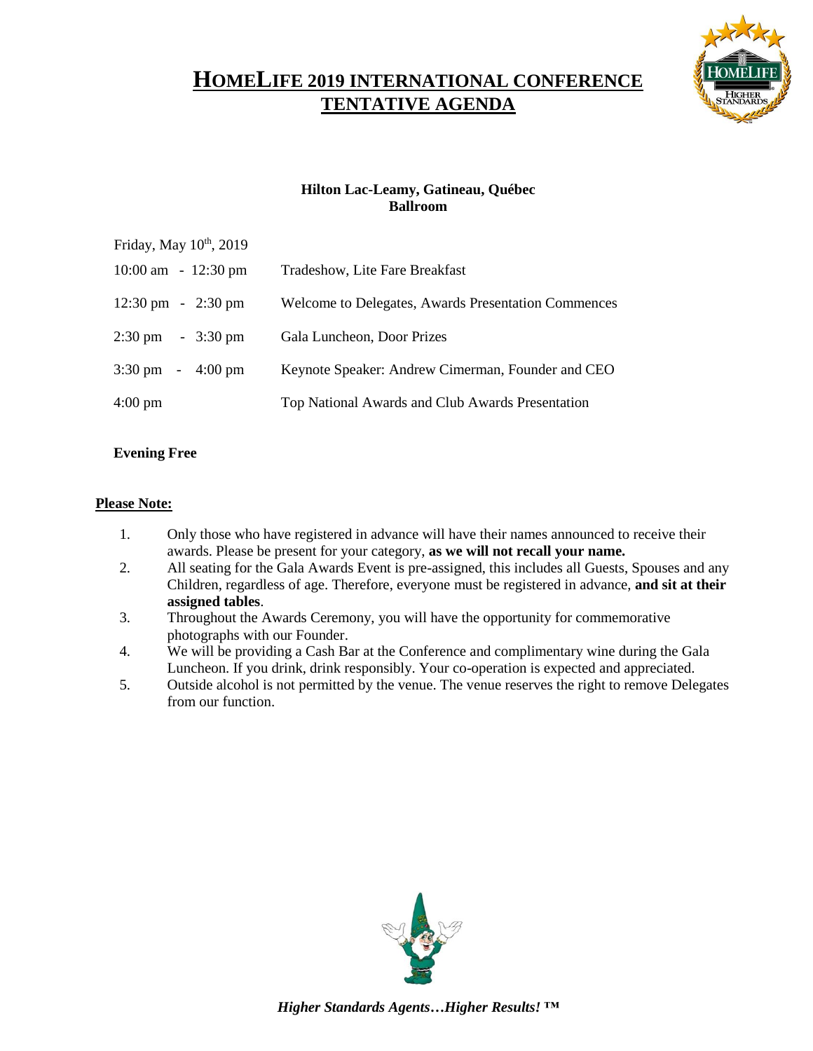# HOMELIFE 2019 INTERNATIONAL CONFERENCE TENTATIVE AGENDA

**Hilton Lac-Leamy, Gatineau, Québec**
**Ballroom**

Friday, May 10th, 2019

| Time | Event |
| --- | --- |
| 10:00 am - 12:30 pm | Tradeshow, Lite Fare Breakfast |
| 12:30 pm - 2:30 pm | Welcome to Delegates, Awards Presentation Commences |
| 2:30 pm - 3:30 pm | Gala Luncheon, Door Prizes |
| 3:30 pm - 4:00 pm | Keynote Speaker: Andrew Cimerman, Founder and CEO |
| 4:00 pm | Top National Awards and Club Awards Presentation |

**Evening Free**

**Please Note:**

1. Only those who have registered in advance will have their names announced to receive their awards. Please be present for your category, **as we will not recall your name.**
2. All seating for the Gala Awards Event is pre-assigned, this includes all Guests, Spouses and any Children, regardless of age. Therefore, everyone must be registered in advance, **and sit at their assigned tables**.
3. Throughout the Awards Ceremony, you will have the opportunity for commemorative photographs with our Founder.
4. We will be providing a Cash Bar at the Conference and complimentary wine during the Gala Luncheon. If you drink, drink responsibly. Your co-operation is expected and appreciated.
5. Outside alcohol is not permitted by the venue. The venue reserves the right to remove Delegates from our function.

***Higher Standards Agents…Higher Results! ™***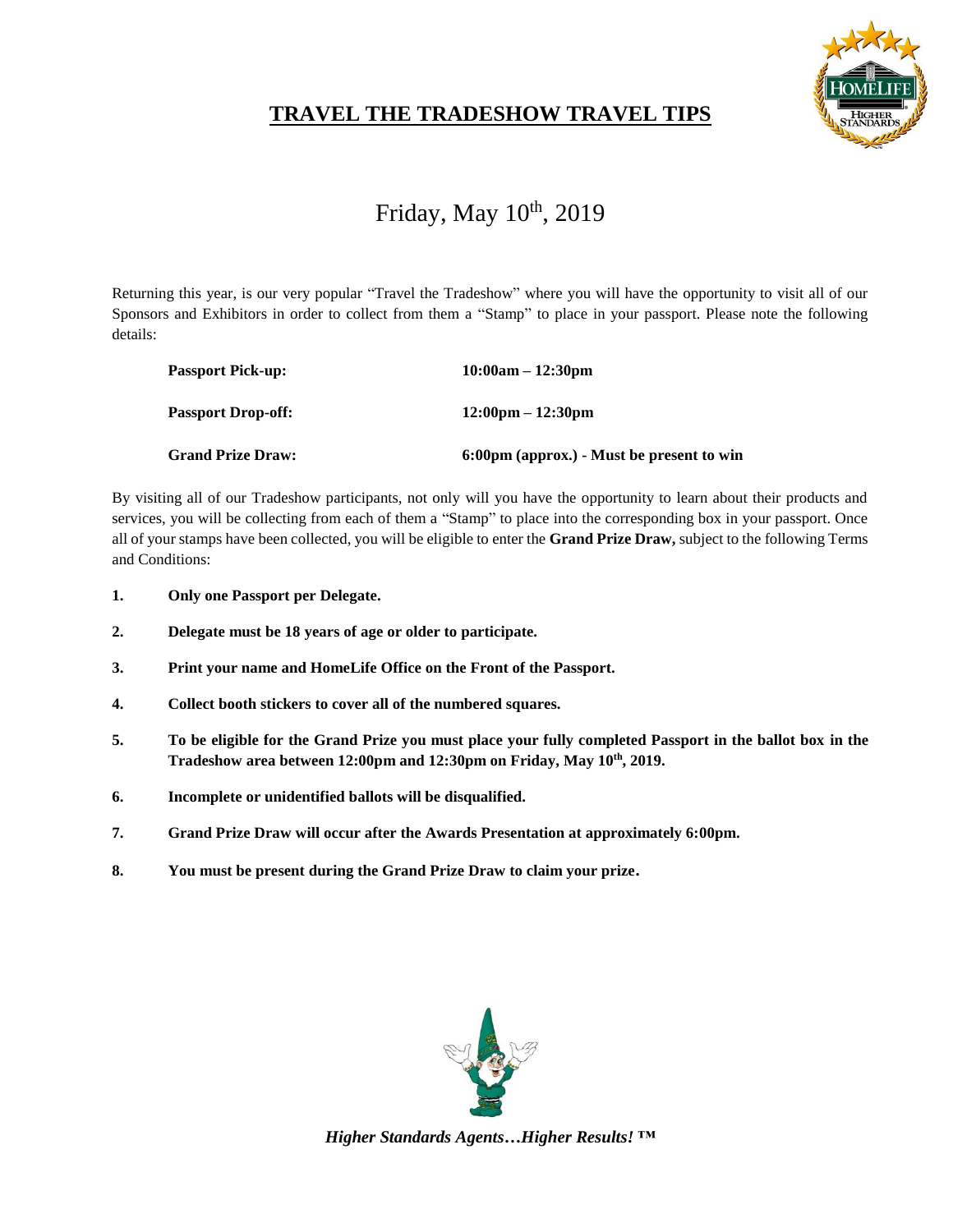# TRAVEL THE TRADESHOW TRAVEL TIPS

## Friday, May 10th, 2019

Returning this year, is our very popular "Travel the Tradeshow" where you will have the opportunity to visit all of our Sponsors and Exhibitors in order to collect from them a "Stamp" to place in your passport. Please note the following details:

| | |
|---|---|
| **Passport Pick-up:** | **10:00am – 12:30pm** |
| **Passport Drop-off:** | **12:00pm – 12:30pm** |
| **Grand Prize Draw:** | **6:00pm (approx.) - Must be present to win** |

By visiting all of our Tradeshow participants, not only will you have the opportunity to learn about their products and services, you will be collecting from each of them a "Stamp" to place into the corresponding box in your passport. Once all of your stamps have been collected, you will be eligible to enter the **Grand Prize Draw,** subject to the following Terms and Conditions:

1. **Only one Passport per Delegate.**
2. **Delegate must be 18 years of age or older to participate.**
3. **Print your name and HomeLife Office on the Front of the Passport.**
4. **Collect booth stickers to cover all of the numbered squares.**
5. **To be eligible for the Grand Prize you must place your fully completed Passport in the ballot box in the Tradeshow area between 12:00pm and 12:30pm on Friday, May 10th, 2019.**
6. **Incomplete or unidentified ballots will be disqualified.**
7. **Grand Prize Draw will occur after the Awards Presentation at approximately 6:00pm.**
8. **You must be present during the Grand Prize Draw to claim your prize.**

***Higher Standards Agents…Higher Results! ™***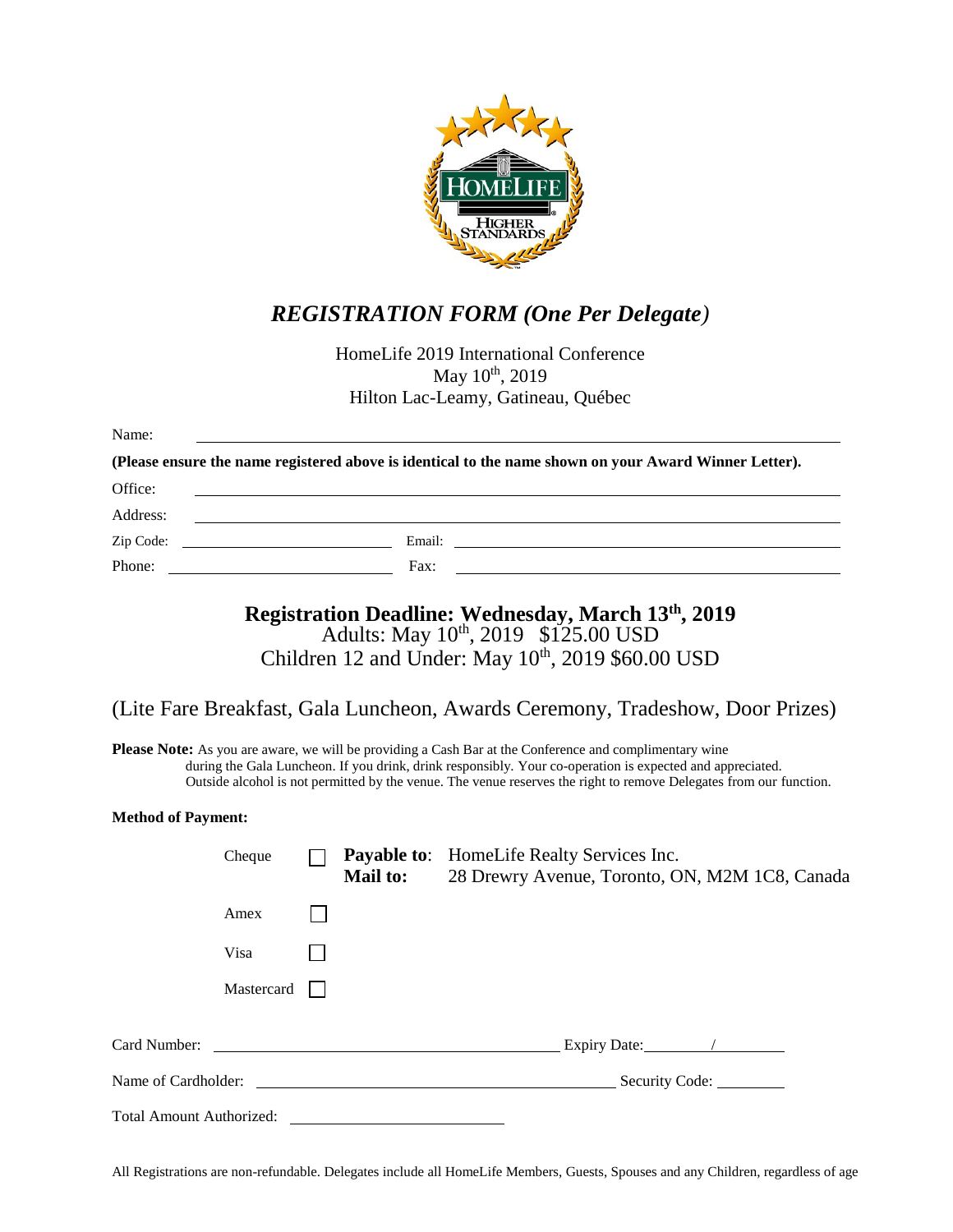# *REGISTRATION FORM (One Per Delegate)*

HomeLife 2019 International Conference
May 10th, 2019
Hilton Lac-Leamy, Gatineau, Québec

Name: ______________________________

**(Please ensure the name registered above is identical to the name shown on your Award Winner Letter).**

Office: ______________________________

Address: ______________________________

Zip Code: ______________ Email: ______________________________

Phone: ______________ Fax: ______________________________

## Registration Deadline: Wednesday, March 13th, 2019

Adults: May 10th, 2019 $125.00 USD
Children 12 and Under: May 10th, 2019 $60.00 USD

(Lite Fare Breakfast, Gala Luncheon, Awards Ceremony, Tradeshow, Door Prizes)

**Please Note:** As you are aware, we will be providing a Cash Bar at the Conference and complimentary wine during the Gala Luncheon. If you drink, drink responsibly. Your co-operation is expected and appreciated. Outside alcohol is not permitted by the venue. The venue reserves the right to remove Delegates from our function.

**Method of Payment:**

- Cheque ☐ **Payable to**: HomeLife Realty Services Inc.
  **Mail to:** 28 Drewry Avenue, Toronto, ON, M2M 1C8, Canada
- Amex ☐
- Visa ☐
- Mastercard ☐

Card Number: ______________________________ Expiry Date: ______ / ______

Name of Cardholder: ______________________________ Security Code: ________

Total Amount Authorized: ______________________

All Registrations are non-refundable. Delegates include all HomeLife Members, Guests, Spouses and any Children, regardless of age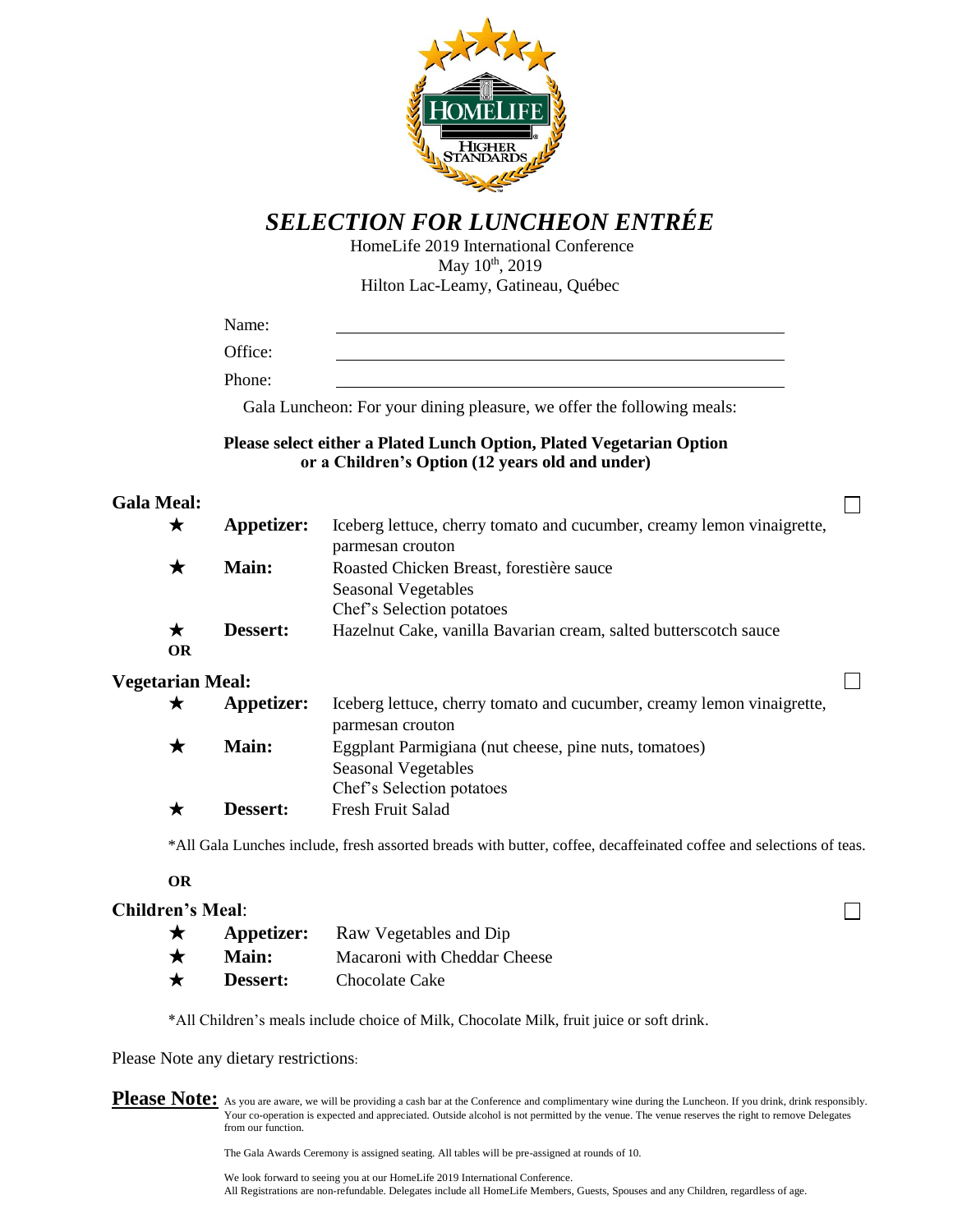# *SELECTION FOR LUNCHEON ENTRÉE*

HomeLife 2019 International Conference
May 10th, 2019
Hilton Lac-Leamy, Gatineau, Québec

Name: \_\_\_\_\_\_\_\_\_\_\_\_\_\_\_\_\_\_\_\_\_\_\_\_\_\_\_\_\_\_\_\_\_\_\_\_

Office: \_\_\_\_\_\_\_\_\_\_\_\_\_\_\_\_\_\_\_\_\_\_\_\_\_\_\_\_\_\_\_\_\_\_\_\_

Phone: \_\_\_\_\_\_\_\_\_\_\_\_\_\_\_\_\_\_\_\_\_\_\_\_\_\_\_\_\_\_\_\_\_\_\_\_

Gala Luncheon: For your dining pleasure, we offer the following meals:

**Please select either a Plated Lunch Option, Plated Vegetarian Option or a Children's Option (12 years old and under)**

**Gala Meal:** ☐

- ★ **Appetizer:** Iceberg lettuce, cherry tomato and cucumber, creamy lemon vinaigrette, parmesan crouton
- ★ **Main:** Roasted Chicken Breast, forestière sauce
  Seasonal Vegetables
  Chef's Selection potatoes
- ★ **Dessert:** Hazelnut Cake, vanilla Bavarian cream, salted butterscotch sauce

**OR**

**Vegetarian Meal:** ☐

- ★ **Appetizer:** Iceberg lettuce, cherry tomato and cucumber, creamy lemon vinaigrette, parmesan crouton
- ★ **Main:** Eggplant Parmigiana (nut cheese, pine nuts, tomatoes)
  Seasonal Vegetables
  Chef's Selection potatoes
- ★ **Dessert:** Fresh Fruit Salad

*All Gala Lunches include, fresh assorted breads with butter, coffee, decaffeinated coffee and selections of teas.

**OR**

**Children's Meal**: ☐

- ★ **Appetizer:** Raw Vegetables and Dip
- ★ **Main:** Macaroni with Cheddar Cheese
- ★ **Dessert:** Chocolate Cake

*All Children's meals include choice of Milk, Chocolate Milk, fruit juice or soft drink.

Please Note any dietary restrictions:

**Please Note:** As you are aware, we will be providing a cash bar at the Conference and complimentary wine during the Luncheon. If you drink, drink responsibly. Your co-operation is expected and appreciated. Outside alcohol is not permitted by the venue. The venue reserves the right to remove Delegates from our function.

The Gala Awards Ceremony is assigned seating. All tables will be pre-assigned at rounds of 10.

We look forward to seeing you at our HomeLife 2019 International Conference.
All Registrations are non-refundable. Delegates include all HomeLife Members, Guests, Spouses and any Children, regardless of age.